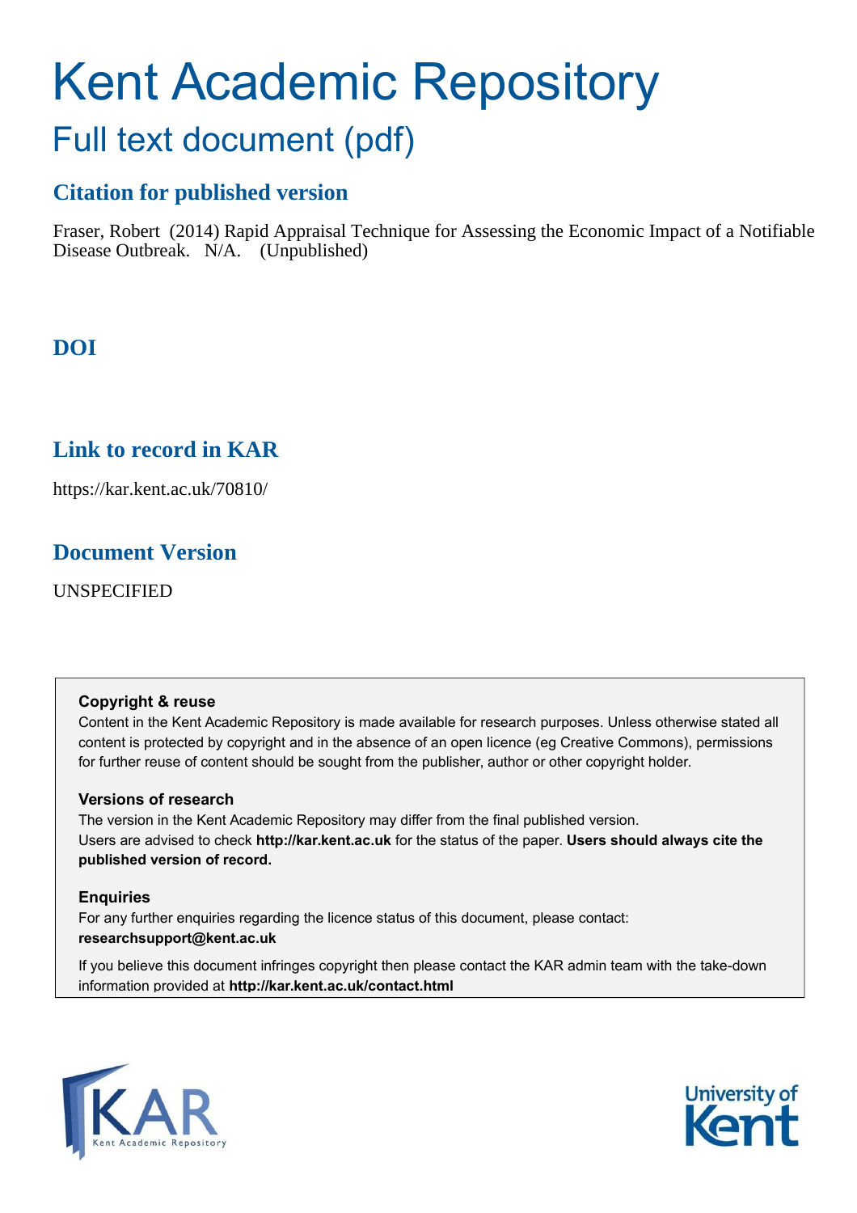# Kent Academic Repository

## Full text document (pdf)

### Citation for published version

Fraser, Robert (2014) Rapid Appraisal Technique for Assessing the Economic Impact of a Notifiable Disease Outbreak. N/A. (Unpublished)

### DOI

### Link to record in KAR

https://kar.kent.ac.uk/70810/

### Document Version

UNSPECIFIED

**Copyright & reuse**

Content in the Kent Academic Repository is made available for research purposes. Unless otherwise stated all content is protected by copyright and in the absence of an open licence (eg Creative Commons), permissions for further reuse of content should be sought from the publisher, author or other copyright holder.

**Versions of research**

The version in the Kent Academic Repository may differ from the final published version. Users are advised to check **http://kar.kent.ac.uk** for the status of the paper. **Users should always cite the published version of record.**

**Enquiries**

For any further enquiries regarding the licence status of this document, please contact: **researchsupport@kent.ac.uk**

If you believe this document infringes copyright then please contact the KAR admin team with the take-down information provided at **http://kar.kent.ac.uk/contact.html**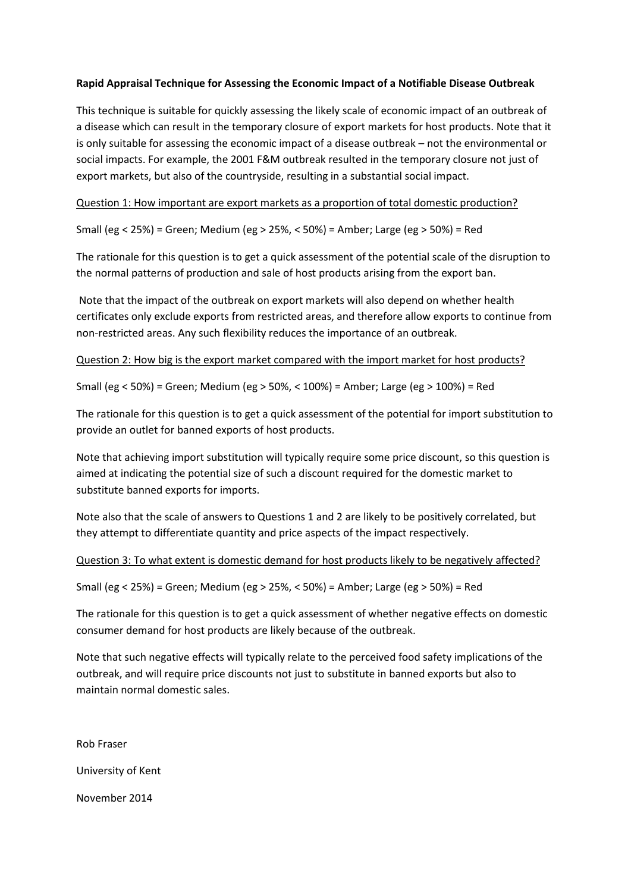**Rapid Appraisal Technique for Assessing the Economic Impact of a Notifiable Disease Outbreak**

This technique is suitable for quickly assessing the likely scale of economic impact of an outbreak of a disease which can result in the temporary closure of export markets for host products. Note that it is only suitable for assessing the economic impact of a disease outbreak – not the environmental or social impacts. For example, the 2001 F&M outbreak resulted in the temporary closure not just of export markets, but also of the countryside, resulting in a substantial social impact.

<u>Question 1: How important are export markets as a proportion of total domestic production?</u>

Small (eg < 25%) = Green; Medium (eg > 25%, < 50%) = Amber; Large (eg > 50%) = Red

The rationale for this question is to get a quick assessment of the potential scale of the disruption to the normal patterns of production and sale of host products arising from the export ban.

Note that the impact of the outbreak on export markets will also depend on whether health certificates only exclude exports from restricted areas, and therefore allow exports to continue from non-restricted areas. Any such flexibility reduces the importance of an outbreak.

<u>Question 2: How big is the export market compared with the import market for host products?</u>

Small (eg < 50%) = Green; Medium (eg > 50%, < 100%) = Amber; Large (eg > 100%) = Red

The rationale for this question is to get a quick assessment of the potential for import substitution to provide an outlet for banned exports of host products.

Note that achieving import substitution will typically require some price discount, so this question is aimed at indicating the potential size of such a discount required for the domestic market to substitute banned exports for imports.

Note also that the scale of answers to Questions 1 and 2 are likely to be positively correlated, but they attempt to differentiate quantity and price aspects of the impact respectively.

<u>Question 3: To what extent is domestic demand for host products likely to be negatively affected?</u>

Small (eg < 25%) = Green; Medium (eg > 25%, < 50%) = Amber; Large (eg > 50%) = Red

The rationale for this question is to get a quick assessment of whether negative effects on domestic consumer demand for host products are likely because of the outbreak.

Note that such negative effects will typically relate to the perceived food safety implications of the outbreak, and will require price discounts not just to substitute in banned exports but also to maintain normal domestic sales.

Rob Fraser

University of Kent

November 2014